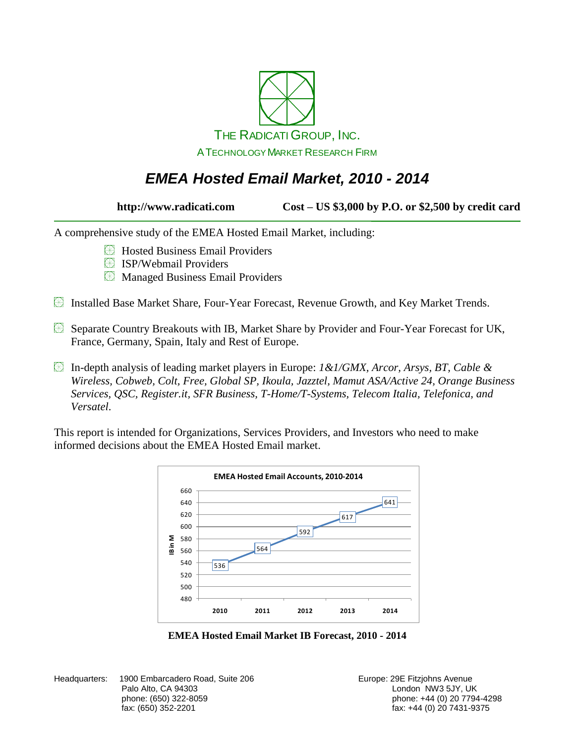THE RADICATI GROUP, INC.

A TECHNOLOGY MARKET RESEARCH FIRM

# *EMEA Hosted Email Market, 2010 - 2014*

**http://www.radicati.com** **Cost – US $3,000 by P.O. or $2,500 by credit card**

A comprehensive study of the EMEA Hosted Email Market, including:

- Hosted Business Email Providers
- ISP/Webmail Providers
- Managed Business Email Providers

- Installed Base Market Share, Four-Year Forecast, Revenue Growth, and Key Market Trends.
- Separate Country Breakouts with IB, Market Share by Provider and Four-Year Forecast for UK, France, Germany, Spain, Italy and Rest of Europe.
- In-depth analysis of leading market players in Europe: *1&1/GMX, Arcor, Arsys, BT, Cable & Wireless, Cobweb, Colt, Free, Global SP, Ikoula, Jazztel, Mamut ASA/Active 24, Orange Business Services, QSC, Register.it, SFR Business, T-Home/T-Systems, Telecom Italia, Telefonica, and Versatel*.

This report is intended for Organizations, Services Providers, and Investors who need to make informed decisions about the EMEA Hosted Email market.

**EMEA Hosted Email Accounts, 2010-2014**

| Year | IB in M |
|---|---|
| 2010 | 536 |
| 2011 | 564 |
| 2012 | 592 |
| 2013 | 617 |
| 2014 | 641 |

**EMEA Hosted Email Market IB Forecast, 2010 - 2014**

Headquarters: 1900 Embarcadero Road, Suite 206
Palo Alto, CA 94303
phone: (650) 322-8059
fax: (650) 352-2201

Europe: 29E Fitzjohns Avenue
London NW3 5JY, UK
phone: +44 (0) 20 7794-4298
fax: +44 (0) 20 7431-9375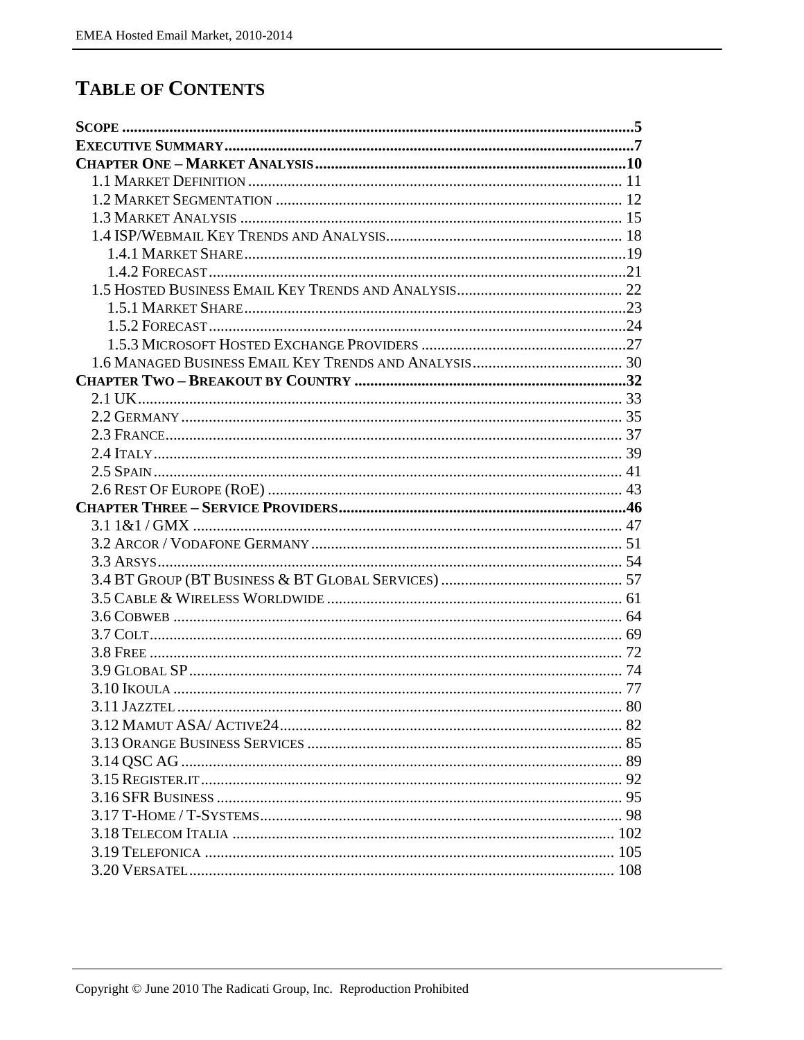# TABLE OF CONTENTS

**SCOPE** .....5
**EXECUTIVE SUMMARY** .....7
**CHAPTER ONE – MARKET ANALYSIS** .....10
- 1.1 MARKET DEFINITION ..... 11
- 1.2 MARKET SEGMENTATION ..... 12
- 1.3 MARKET ANALYSIS ..... 15
- 1.4 ISP/WEBMAIL KEY TRENDS AND ANALYSIS ..... 18
  - 1.4.1 MARKET SHARE .....19
  - 1.4.2 FORECAST .....21
- 1.5 HOSTED BUSINESS EMAIL KEY TRENDS AND ANALYSIS ..... 22
  - 1.5.1 MARKET SHARE .....23
  - 1.5.2 FORECAST .....24
  - 1.5.3 MICROSOFT HOSTED EXCHANGE PROVIDERS .....27
- 1.6 MANAGED BUSINESS EMAIL KEY TRENDS AND ANALYSIS ..... 30

**CHAPTER TWO – BREAKOUT BY COUNTRY** .....32
- 2.1 UK ..... 33
- 2.2 GERMANY ..... 35
- 2.3 FRANCE ..... 37
- 2.4 ITALY ..... 39
- 2.5 SPAIN ..... 41
- 2.6 REST OF EUROPE (ROE) ..... 43

**CHAPTER THREE – SERVICE PROVIDERS** .....46
- 3.1 1&1 / GMX ..... 47
- 3.2 ARCOR / VODAFONE GERMANY ..... 51
- 3.3 ARSYS ..... 54
- 3.4 BT GROUP (BT BUSINESS & BT GLOBAL SERVICES) ..... 57
- 3.5 CABLE & WIRELESS WORLDWIDE ..... 61
- 3.6 COBWEB ..... 64
- 3.7 COLT ..... 69
- 3.8 FREE ..... 72
- 3.9 GLOBAL SP ..... 74
- 3.10 IKOULA ..... 77
- 3.11 JAZZTEL ..... 80
- 3.12 MAMUT ASA/ ACTIVE24 ..... 82
- 3.13 ORANGE BUSINESS SERVICES ..... 85
- 3.14 QSC AG ..... 89
- 3.15 REGISTER.IT ..... 92
- 3.16 SFR BUSINESS ..... 95
- 3.17 T-HOME / T-SYSTEMS ..... 98
- 3.18 TELECOM ITALIA ..... 102
- 3.19 TELEFONICA ..... 105
- 3.20 VERSATEL ..... 108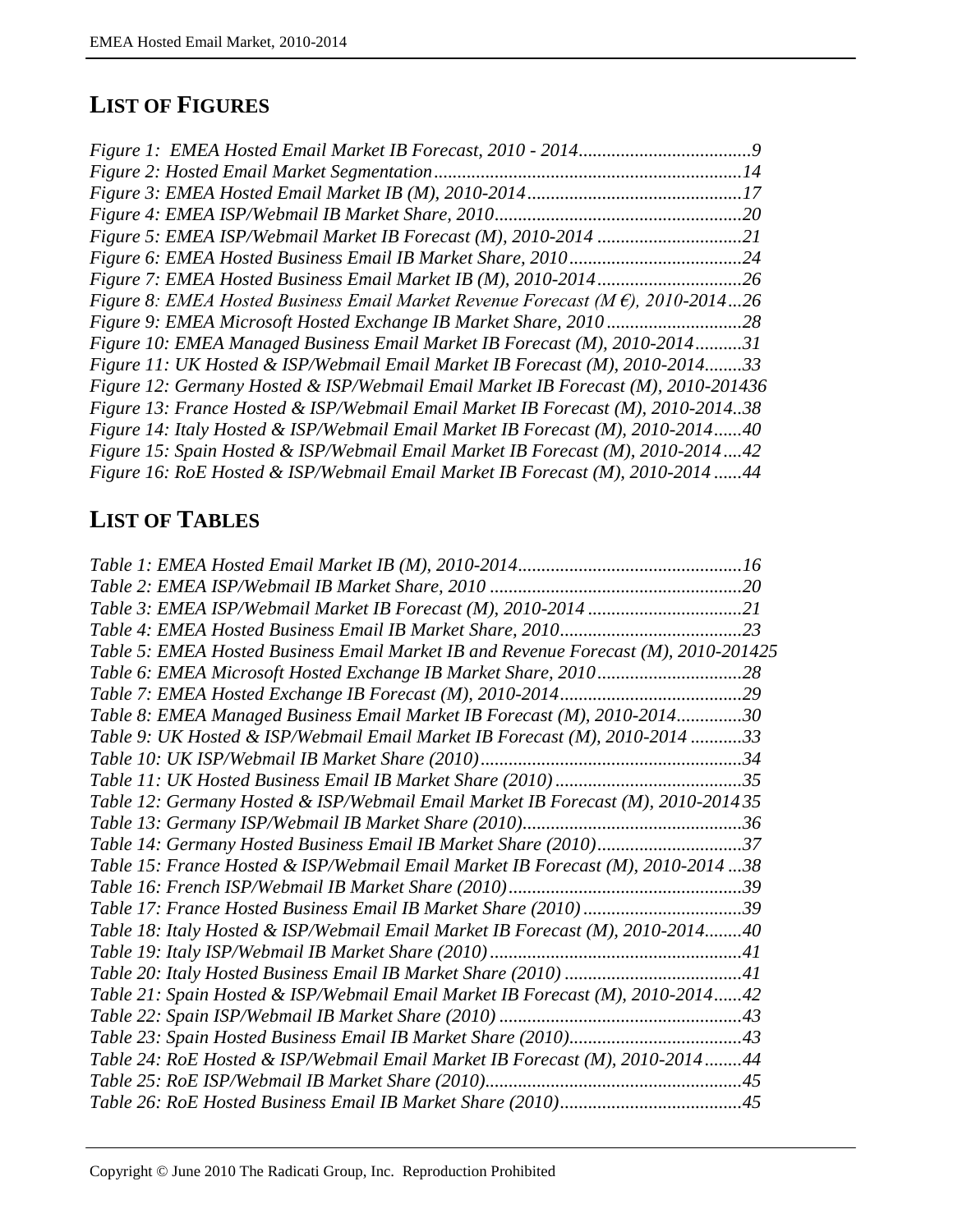## LIST OF FIGURES

*Figure 1: EMEA Hosted Email Market IB Forecast, 2010 - 2014.....................................9*
*Figure 2: Hosted Email Market Segmentation.................................................................14*
*Figure 3: EMEA Hosted Email Market IB (M), 2010-2014.............................................17*
*Figure 4: EMEA ISP/Webmail IB Market Share, 2010.....................................................20*
*Figure 5: EMEA ISP/Webmail Market IB Forecast (M), 2010-2014 ...............................21*
*Figure 6: EMEA Hosted Business Email IB Market Share, 2010.....................................24*
*Figure 7: EMEA Hosted Business Email Market IB (M), 2010-2014...............................26*
*Figure 8: EMEA Hosted Business Email Market Revenue Forecast (M €), 2010-2014...26*
*Figure 9: EMEA Microsoft Hosted Exchange IB Market Share, 2010............................28*
*Figure 10: EMEA Managed Business Email Market IB Forecast (M), 2010-2014..........31*
*Figure 11: UK Hosted & ISP/Webmail Email Market IB Forecast (M), 2010-2014........33*
*Figure 12: Germany Hosted & ISP/Webmail Email Market IB Forecast (M), 2010-201436*
*Figure 13: France Hosted & ISP/Webmail Email Market IB Forecast (M), 2010-2014..38*
*Figure 14: Italy Hosted & ISP/Webmail Email Market IB Forecast (M), 2010-2014......40*
*Figure 15: Spain Hosted & ISP/Webmail Email Market IB Forecast (M), 2010-2014....42*
*Figure 16: RoE Hosted & ISP/Webmail Email Market IB Forecast (M), 2010-2014......44*

## LIST OF TABLES

*Table 1: EMEA Hosted Email Market IB (M), 2010-2014................................................16*
*Table 2: EMEA ISP/Webmail IB Market Share, 2010 ......................................................20*
*Table 3: EMEA ISP/Webmail Market IB Forecast (M), 2010-2014 .................................21*
*Table 4: EMEA Hosted Business Email IB Market Share, 2010.......................................23*
*Table 5: EMEA Hosted Business Email Market IB and Revenue Forecast (M), 2010-201425*
*Table 6: EMEA Microsoft Hosted Exchange IB Market Share, 2010...............................28*
*Table 7: EMEA Hosted Exchange IB Forecast (M), 2010-2014.......................................29*
*Table 8: EMEA Managed Business Email Market IB Forecast (M), 2010-2014..............30*
*Table 9: UK Hosted & ISP/Webmail Email Market IB Forecast (M), 2010-2014 ...........33*
*Table 10: UK ISP/Webmail IB Market Share (2010)........................................................34*
*Table 11: UK Hosted Business Email IB Market Share (2010).........................................35*
*Table 12: Germany Hosted & ISP/Webmail Email Market IB Forecast (M), 2010-2014 35*
*Table 13: Germany ISP/Webmail IB Market Share (2010)...............................................36*
*Table 14: Germany Hosted Business Email IB Market Share (2010)...............................37*
*Table 15: France Hosted & ISP/Webmail Email Market IB Forecast (M), 2010-2014 ...38*
*Table 16: French ISP/Webmail IB Market Share (2010)..................................................39*
*Table 17: France Hosted Business Email IB Market Share (2010) ..................................39*
*Table 18: Italy Hosted & ISP/Webmail Email Market IB Forecast (M), 2010-2014........40*
*Table 19: Italy ISP/Webmail IB Market Share (2010)......................................................41*
*Table 20: Italy Hosted Business Email IB Market Share (2010) ......................................41*
*Table 21: Spain Hosted & ISP/Webmail Email Market IB Forecast (M), 2010-2014......42*
*Table 22: Spain ISP/Webmail IB Market Share (2010) ....................................................43*
*Table 23: Spain Hosted Business Email IB Market Share (2010).....................................43*
*Table 24: RoE Hosted & ISP/Webmail Email Market IB Forecast (M), 2010-2014........44*
*Table 25: RoE ISP/Webmail IB Market Share (2010).......................................................45*
*Table 26: RoE Hosted Business Email IB Market Share (2010).......................................45*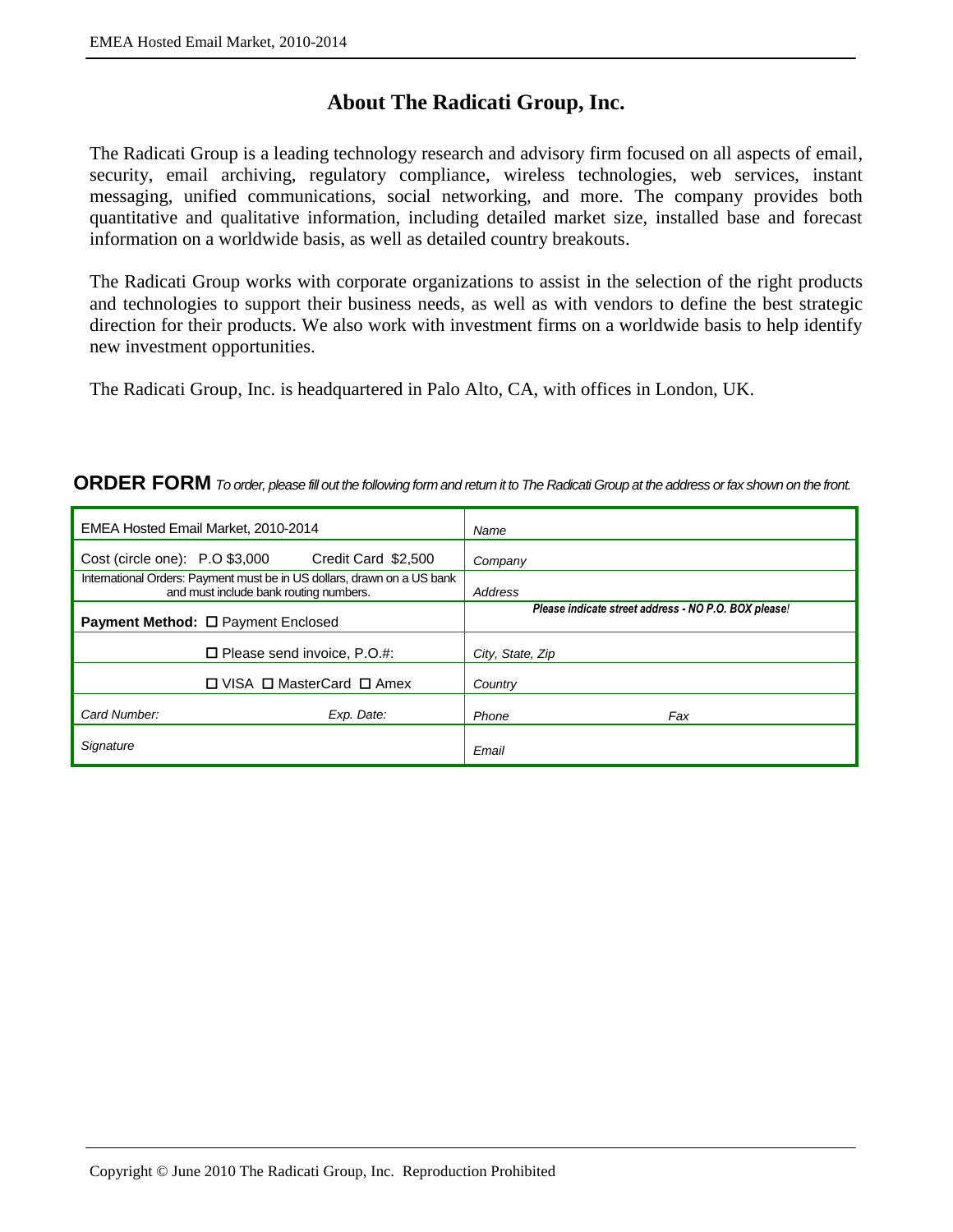## About The Radicati Group, Inc.

The Radicati Group is a leading technology research and advisory firm focused on all aspects of email, security, email archiving, regulatory compliance, wireless technologies, web services, instant messaging, unified communications, social networking, and more. The company provides both quantitative and qualitative information, including detailed market size, installed base and forecast information on a worldwide basis, as well as detailed country breakouts.

The Radicati Group works with corporate organizations to assist in the selection of the right products and technologies to support their business needs, as well as with vendors to define the best strategic direction for their products. We also work with investment firms on a worldwide basis to help identify new investment opportunities.

The Radicati Group, Inc. is headquartered in Palo Alto, CA, with offices in London, UK.

**ORDER FORM** *To order, please fill out the following form and return it to The Radicati Group at the address or fax shown on the front.*

| | |
|---|---|
| EMEA Hosted Email Market, 2010-2014 | *Name* |
| Cost (circle one): P.O $3,000 Credit Card $2,500 | *Company* |
| International Orders: Payment must be in US dollars, drawn on a US bank and must include bank routing numbers. | *Address* |
| **Payment Method:** ☐ Payment Enclosed | ***Please indicate street address - NO P.O. BOX please!*** |
| ☐ Please send invoice, P.O.#: | *City, State, Zip* |
| ☐ VISA ☐ MasterCard ☐ Amex | *Country* |
| *Card Number:* *Exp. Date:* | *Phone* *Fax* |
| *Signature* | *Email* |